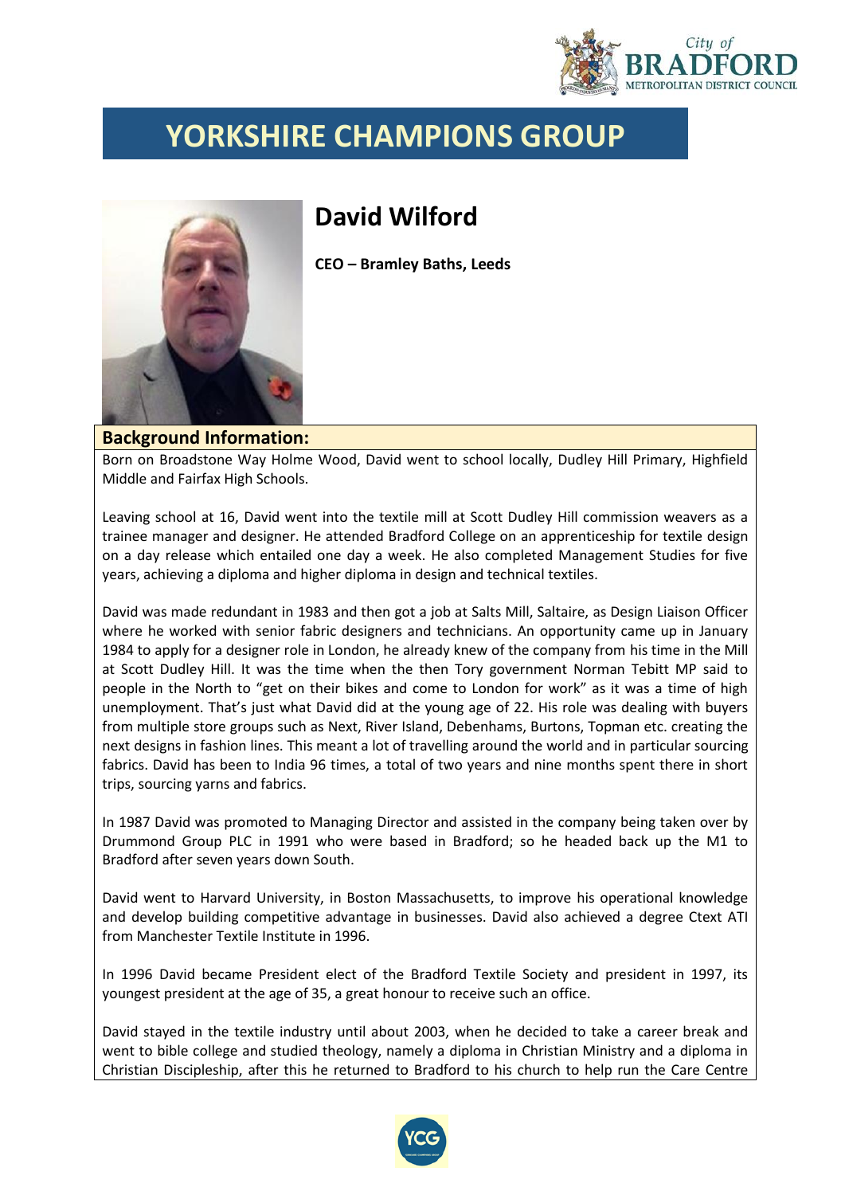# YORKSHIRE CHAMPIONS GROUP

## David Wilford

**CEO – Bramley Baths, Leeds**

### Background Information:

Born on Broadstone Way Holme Wood, David went to school locally, Dudley Hill Primary, Highfield Middle and Fairfax High Schools.

Leaving school at 16, David went into the textile mill at Scott Dudley Hill commission weavers as a trainee manager and designer. He attended Bradford College on an apprenticeship for textile design on a day release which entailed one day a week. He also completed Management Studies for five years, achieving a diploma and higher diploma in design and technical textiles.

David was made redundant in 1983 and then got a job at Salts Mill, Saltaire, as Design Liaison Officer where he worked with senior fabric designers and technicians. An opportunity came up in January 1984 to apply for a designer role in London, he already knew of the company from his time in the Mill at Scott Dudley Hill. It was the time when the then Tory government Norman Tebitt MP said to people in the North to "get on their bikes and come to London for work" as it was a time of high unemployment. That's just what David did at the young age of 22. His role was dealing with buyers from multiple store groups such as Next, River Island, Debenhams, Burtons, Topman etc. creating the next designs in fashion lines. This meant a lot of travelling around the world and in particular sourcing fabrics. David has been to India 96 times, a total of two years and nine months spent there in short trips, sourcing yarns and fabrics.

In 1987 David was promoted to Managing Director and assisted in the company being taken over by Drummond Group PLC in 1991 who were based in Bradford; so he headed back up the M1 to Bradford after seven years down South.

David went to Harvard University, in Boston Massachusetts, to improve his operational knowledge and develop building competitive advantage in businesses. David also achieved a degree Ctext ATI from Manchester Textile Institute in 1996.

In 1996 David became President elect of the Bradford Textile Society and president in 1997, its youngest president at the age of 35, a great honour to receive such an office.

David stayed in the textile industry until about 2003, when he decided to take a career break and went to bible college and studied theology, namely a diploma in Christian Ministry and a diploma in Christian Discipleship, after this he returned to Bradford to his church to help run the Care Centre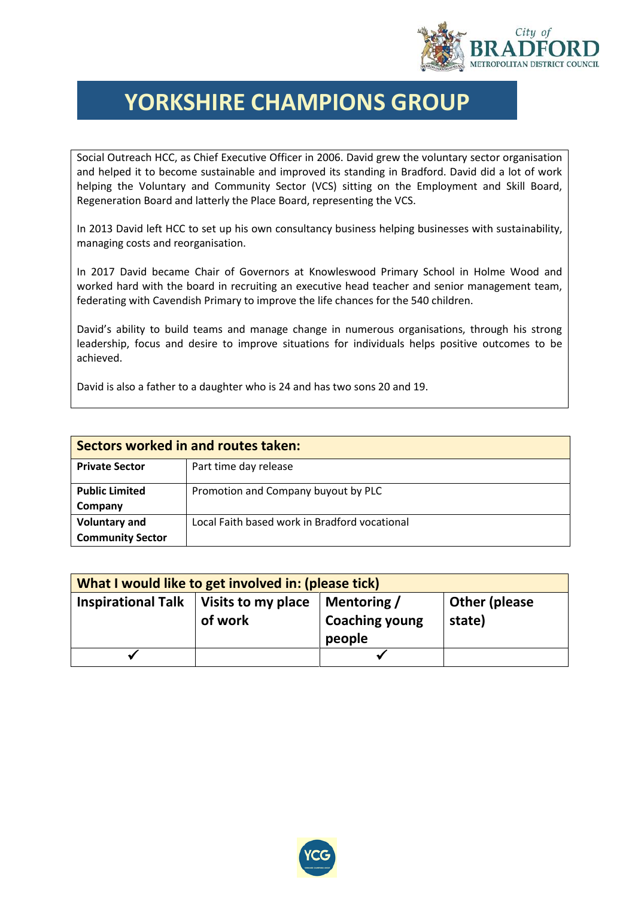# YORKSHIRE CHAMPIONS GROUP

Social Outreach HCC, as Chief Executive Officer in 2006. David grew the voluntary sector organisation and helped it to become sustainable and improved its standing in Bradford. David did a lot of work helping the Voluntary and Community Sector (VCS) sitting on the Employment and Skill Board, Regeneration Board and latterly the Place Board, representing the VCS.

In 2013 David left HCC to set up his own consultancy business helping businesses with sustainability, managing costs and reorganisation.

In 2017 David became Chair of Governors at Knowleswood Primary School in Holme Wood and worked hard with the board in recruiting an executive head teacher and senior management team, federating with Cavendish Primary to improve the life chances for the 540 children.

David's ability to build teams and manage change in numerous organisations, through his strong leadership, focus and desire to improve situations for individuals helps positive outcomes to be achieved.

David is also a father to a daughter who is 24 and has two sons 20 and 19.

| Sectors worked in and routes taken: | |
|---|---|
| **Private Sector** | Part time day release |
| **Public Limited Company** | Promotion and Company buyout by PLC |
| **Voluntary and Community Sector** | Local Faith based work in Bradford vocational |

**What I would like to get involved in: (please tick)**

| Inspirational Talk | Visits to my place of work | Mentoring / Coaching young people | Other (please state) |
|---|---|---|---|
| ✓ | | ✓ | |